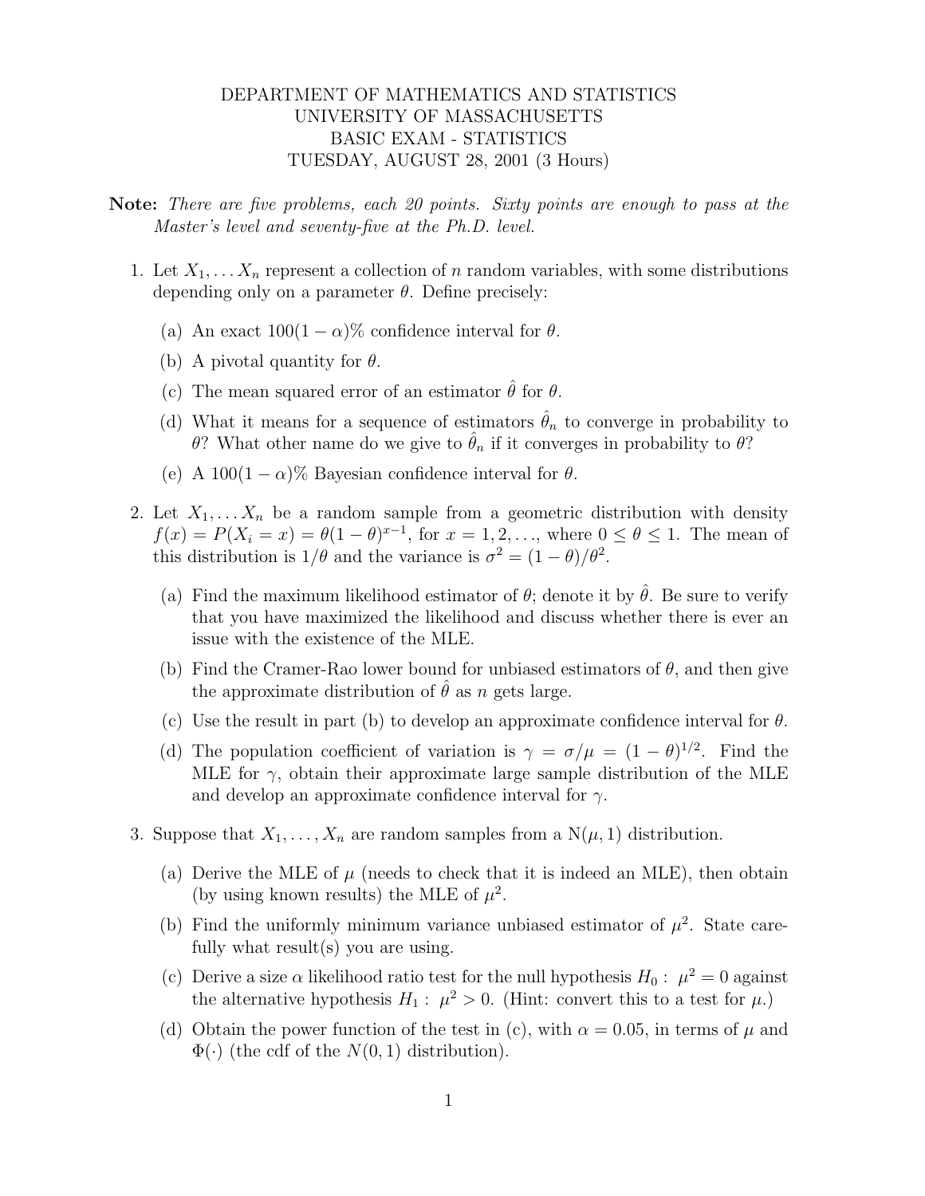DEPARTMENT OF MATHEMATICS AND STATISTICS
UNIVERSITY OF MASSACHUSETTS
BASIC EXAM - STATISTICS
TUESDAY, AUGUST 28, 2001 (3 Hours)

**Note:** *There are five problems, each 20 points. Sixty points are enough to pass at the Master's level and seventy-five at the Ph.D. level.*

1. Let $X_1, \dots X_n$ represent a collection of $n$ random variables, with some distributions depending only on a parameter $\theta$. Define precisely:

   (a) An exact $100(1-\alpha)\%$ confidence interval for $\theta$.

   (b) A pivotal quantity for $\theta$.

   (c) The mean squared error of an estimator $\hat{\theta}$ for $\theta$.

   (d) What it means for a sequence of estimators $\hat{\theta}_n$ to converge in probability to $\theta$? What other name do we give to $\hat{\theta}_n$ if it converges in probability to $\theta$?

   (e) A $100(1-\alpha)\%$ Bayesian confidence interval for $\theta$.

2. Let $X_1, \dots X_n$ be a random sample from a geometric distribution with density $f(x) = P(X_i = x) = \theta(1-\theta)^{x-1}$, for $x = 1, 2, \dots$, where $0 \leq \theta \leq 1$. The mean of this distribution is $1/\theta$ and the variance is $\sigma^2 = (1-\theta)/\theta^2$.

   (a) Find the maximum likelihood estimator of $\theta$; denote it by $\hat{\theta}$. Be sure to verify that you have maximized the likelihood and discuss whether there is ever an issue with the existence of the MLE.

   (b) Find the Cramer-Rao lower bound for unbiased estimators of $\theta$, and then give the approximate distribution of $\hat{\theta}$ as $n$ gets large.

   (c) Use the result in part (b) to develop an approximate confidence interval for $\theta$.

   (d) The population coefficient of variation is $\gamma = \sigma/\mu = (1-\theta)^{1/2}$. Find the MLE for $\gamma$, obtain their approximate large sample distribution of the MLE and develop an approximate confidence interval for $\gamma$.

3. Suppose that $X_1, \dots, X_n$ are random samples from a $N(\mu, 1)$ distribution.

   (a) Derive the MLE of $\mu$ (needs to check that it is indeed an MLE), then obtain (by using known results) the MLE of $\mu^2$.

   (b) Find the uniformly minimum variance unbiased estimator of $\mu^2$. State carefully what result(s) you are using.

   (c) Derive a size $\alpha$ likelihood ratio test for the null hypothesis $H_0: \mu^2 = 0$ against the alternative hypothesis $H_1: \mu^2 > 0$. (Hint: convert this to a test for $\mu$.)

   (d) Obtain the power function of the test in (c), with $\alpha = 0.05$, in terms of $\mu$ and $\Phi(\cdot)$ (the cdf of the $N(0, 1)$ distribution).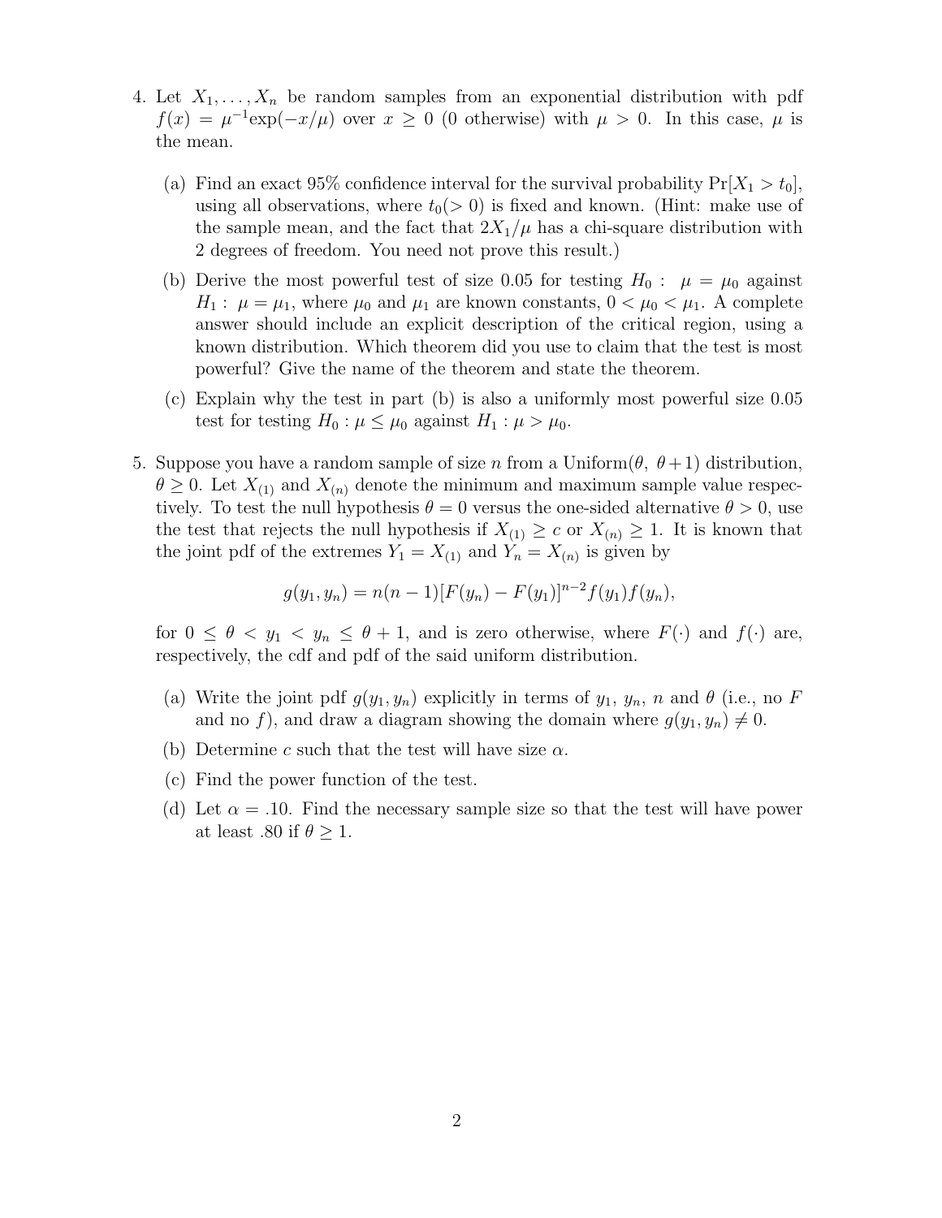4. Let $X_1, \ldots, X_n$ be random samples from an exponential distribution with pdf $f(x) = \mu^{-1}\exp(-x/\mu)$ over $x \geq 0$ (0 otherwise) with $\mu > 0$. In this case, $\mu$ is the mean.

   (a) Find an exact 95% confidence interval for the survival probability $\Pr[X_1 > t_0]$, using all observations, where $t_0 (> 0)$ is fixed and known. (Hint: make use of the sample mean, and the fact that $2X_1/\mu$ has a chi-square distribution with 2 degrees of freedom. You need not prove this result.)

   (b) Derive the most powerful test of size 0.05 for testing $H_0: \ \mu = \mu_0$ against $H_1: \ \mu = \mu_1$, where $\mu_0$ and $\mu_1$ are known constants, $0 < \mu_0 < \mu_1$. A complete answer should include an explicit description of the critical region, using a known distribution. Which theorem did you use to claim that the test is most powerful? Give the name of the theorem and state the theorem.

   (c) Explain why the test in part (b) is also a uniformly most powerful size 0.05 test for testing $H_0 : \mu \leq \mu_0$ against $H_1 : \mu > \mu_0$.

5. Suppose you have a random sample of size $n$ from a Uniform($\theta, \ \theta + 1$) distribution, $\theta \geq 0$. Let $X_{(1)}$ and $X_{(n)}$ denote the minimum and maximum sample value respectively. To test the null hypothesis $\theta = 0$ versus the one-sided alternative $\theta > 0$, use the test that rejects the null hypothesis if $X_{(1)} \geq c$ or $X_{(n)} \geq 1$. It is known that the joint pdf of the extremes $Y_1 = X_{(1)}$ and $Y_n = X_{(n)}$ is given by

$$g(y_1, y_n) = n(n-1)[F(y_n) - F(y_1)]^{n-2} f(y_1) f(y_n),$$

   for $0 \leq \theta < y_1 < y_n \leq \theta + 1$, and is zero otherwise, where $F(\cdot)$ and $f(\cdot)$ are, respectively, the cdf and pdf of the said uniform distribution.

   (a) Write the joint pdf $g(y_1, y_n)$ explicitly in terms of $y_1$, $y_n$, $n$ and $\theta$ (i.e., no $F$ and no $f$), and draw a diagram showing the domain where $g(y_1, y_n) \neq 0$.

   (b) Determine $c$ such that the test will have size $\alpha$.

   (c) Find the power function of the test.

   (d) Let $\alpha = .10$. Find the necessary sample size so that the test will have power at least .80 if $\theta \geq 1$.